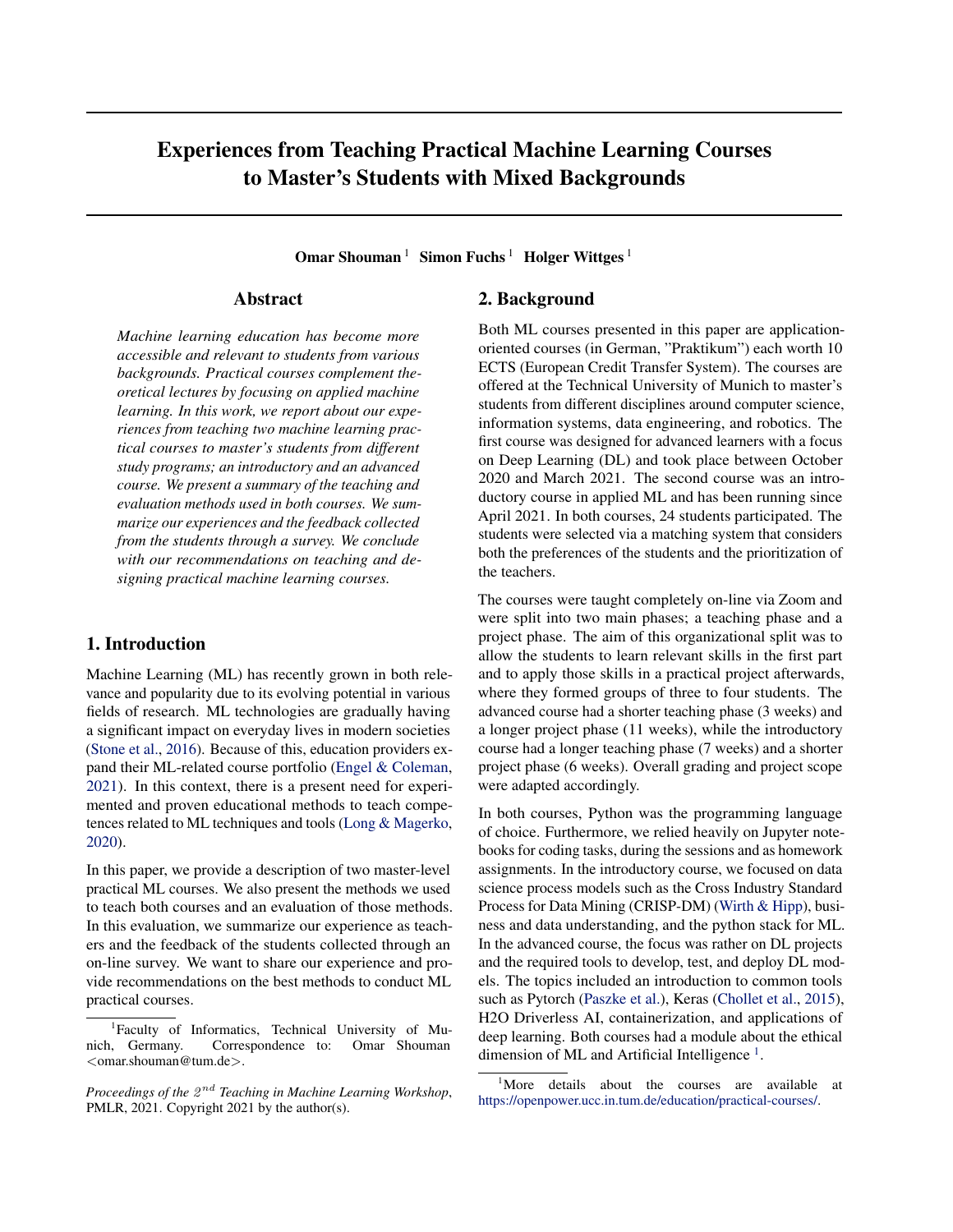# Experiences from Teaching Practical Machine Learning Courses to Master's Students with Mixed Backgrounds

**Omar Shouman**[1] **Simon Fuchs**[1] **Holger Wittges**[1]

## Abstract

*Machine learning education has become more accessible and relevant to students from various backgrounds. Practical courses complement theoretical lectures by focusing on applied machine learning. In this work, we report about our experiences from teaching two machine learning practical courses to master's students from different study programs; an introductory and an advanced course. We present a summary of the teaching and evaluation methods used in both courses. We summarize our experiences and the feedback collected from the students through a survey. We conclude with our recommendations on teaching and designing practical machine learning courses.*

## 1. Introduction

Machine Learning (ML) has recently grown in both relevance and popularity due to its evolving potential in various fields of research. ML technologies are gradually having a significant impact on everyday lives in modern societies (Stone et al., 2016). Because of this, education providers expand their ML-related course portfolio (Engel & Coleman, 2021). In this context, there is a present need for experimented and proven educational methods to teach competences related to ML techniques and tools (Long & Magerko, 2020).

In this paper, we provide a description of two master-level practical ML courses. We also present the methods we used to teach both courses and an evaluation of those methods. In this evaluation, we summarize our experience as teachers and the feedback of the students collected through an on-line survey. We want to share our experience and provide recommendations on the best methods to conduct ML practical courses.

[1]Faculty of Informatics, Technical University of Munich, Germany. Correspondence to: Omar Shouman <omar.shouman@tum.de>.

*Proceedings of the $2^{nd}$ Teaching in Machine Learning Workshop*, PMLR, 2021. Copyright 2021 by the author(s).

## 2. Background

Both ML courses presented in this paper are application-oriented courses (in German, "Praktikum") each worth 10 ECTS (European Credit Transfer System). The courses are offered at the Technical University of Munich to master's students from different disciplines around computer science, information systems, data engineering, and robotics. The first course was designed for advanced learners with a focus on Deep Learning (DL) and took place between October 2020 and March 2021. The second course was an introductory course in applied ML and has been running since April 2021. In both courses, 24 students participated. The students were selected via a matching system that considers both the preferences of the students and the prioritization of the teachers.

The courses were taught completely on-line via Zoom and were split into two main phases; a teaching phase and a project phase. The aim of this organizational split was to allow the students to learn relevant skills in the first part and to apply those skills in a practical project afterwards, where they formed groups of three to four students. The advanced course had a shorter teaching phase (3 weeks) and a longer project phase (11 weeks), while the introductory course had a longer teaching phase (7 weeks) and a shorter project phase (6 weeks). Overall grading and project scope were adapted accordingly.

In both courses, Python was the programming language of choice. Furthermore, we relied heavily on Jupyter notebooks for coding tasks, during the sessions and as homework assignments. In the introductory course, we focused on data science process models such as the Cross Industry Standard Process for Data Mining (CRISP-DM) (Wirth & Hipp), business and data understanding, and the python stack for ML. In the advanced course, the focus was rather on DL projects and the required tools to develop, test, and deploy DL models. The topics included an introduction to common tools such as Pytorch (Paszke et al.), Keras (Chollet et al., 2015), H2O Driverless AI, containerization, and applications of deep learning. Both courses had a module about the ethical dimension of ML and Artificial Intelligence [1].

[1]More details about the courses are available at https://openpower.ucc.in.tum.de/education/practical-courses/.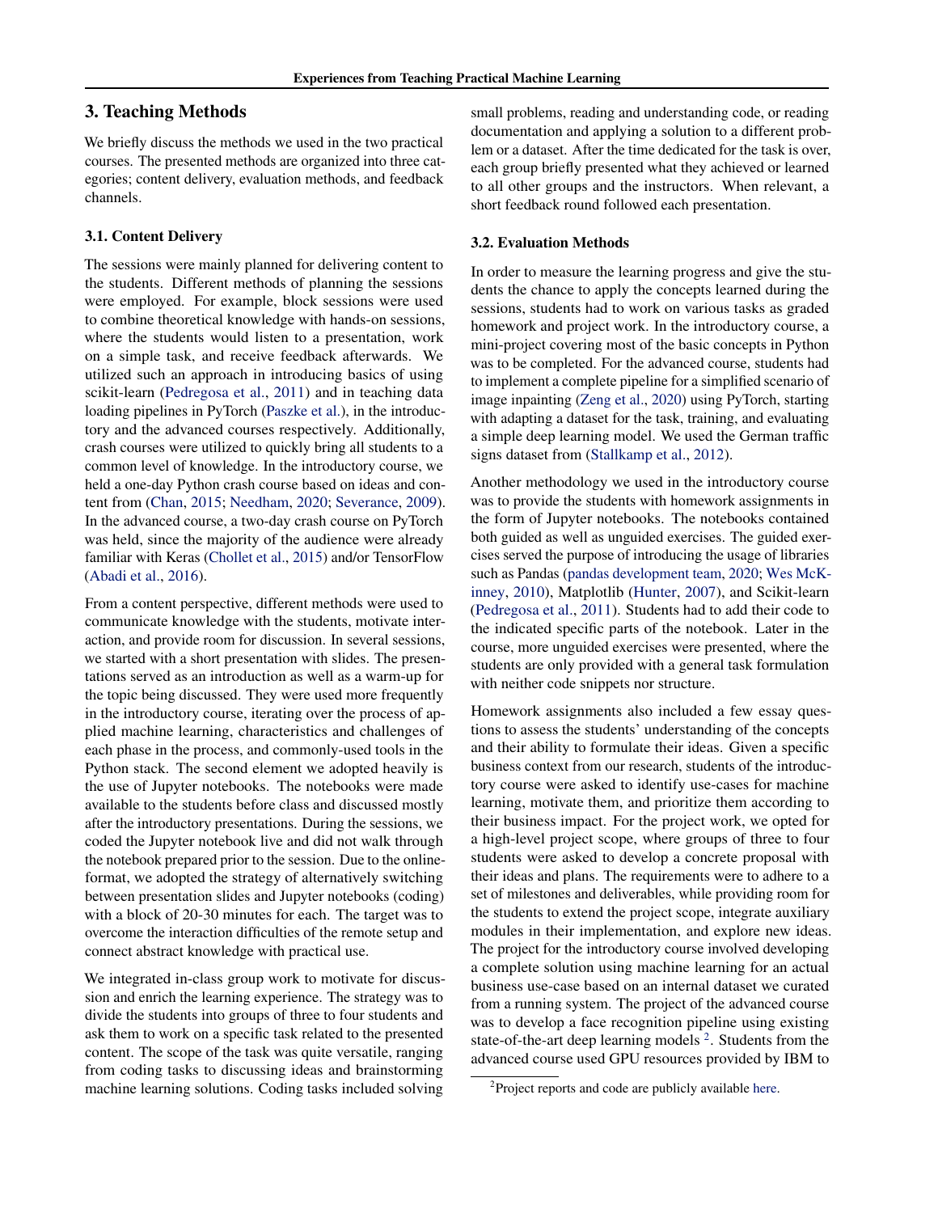## 3. Teaching Methods

We briefly discuss the methods we used in the two practical courses. The presented methods are organized into three categories; content delivery, evaluation methods, and feedback channels.

### 3.1. Content Delivery

The sessions were mainly planned for delivering content to the students. Different methods of planning the sessions were employed. For example, block sessions were used to combine theoretical knowledge with hands-on sessions, where the students would listen to a presentation, work on a simple task, and receive feedback afterwards. We utilized such an approach in introducing basics of using scikit-learn (Pedregosa et al., 2011) and in teaching data loading pipelines in PyTorch (Paszke et al.), in the introductory and the advanced courses respectively. Additionally, crash courses were utilized to quickly bring all students to a common level of knowledge. In the introductory course, we held a one-day Python crash course based on ideas and content from (Chan, 2015; Needham, 2020; Severance, 2009). In the advanced course, a two-day crash course on PyTorch was held, since the majority of the audience were already familiar with Keras (Chollet et al., 2015) and/or TensorFlow (Abadi et al., 2016).

From a content perspective, different methods were used to communicate knowledge with the students, motivate interaction, and provide room for discussion. In several sessions, we started with a short presentation with slides. The presentations served as an introduction as well as a warm-up for the topic being discussed. They were used more frequently in the introductory course, iterating over the process of applied machine learning, characteristics and challenges of each phase in the process, and commonly-used tools in the Python stack. The second element we adopted heavily is the use of Jupyter notebooks. The notebooks were made available to the students before class and discussed mostly after the introductory presentations. During the sessions, we coded the Jupyter notebook live and did not walk through the notebook prepared prior to the session. Due to the online-format, we adopted the strategy of alternatively switching between presentation slides and Jupyter notebooks (coding) with a block of 20-30 minutes for each. The target was to overcome the interaction difficulties of the remote setup and connect abstract knowledge with practical use.

We integrated in-class group work to motivate for discussion and enrich the learning experience. The strategy was to divide the students into groups of three to four students and ask them to work on a specific task related to the presented content. The scope of the task was quite versatile, ranging from coding tasks to discussing ideas and brainstorming machine learning solutions. Coding tasks included solving small problems, reading and understanding code, or reading documentation and applying a solution to a different problem or a dataset. After the time dedicated for the task is over, each group briefly presented what they achieved or learned to all other groups and the instructors. When relevant, a short feedback round followed each presentation.

### 3.2. Evaluation Methods

In order to measure the learning progress and give the students the chance to apply the concepts learned during the sessions, students had to work on various tasks as graded homework and project work. In the introductory course, a mini-project covering most of the basic concepts in Python was to be completed. For the advanced course, students had to implement a complete pipeline for a simplified scenario of image inpainting (Zeng et al., 2020) using PyTorch, starting with adapting a dataset for the task, training, and evaluating a simple deep learning model. We used the German traffic signs dataset from (Stallkamp et al., 2012).

Another methodology we used in the introductory course was to provide the students with homework assignments in the form of Jupyter notebooks. The notebooks contained both guided as well as unguided exercises. The guided exercises served the purpose of introducing the usage of libraries such as Pandas (pandas development team, 2020; Wes McKinney, 2010), Matplotlib (Hunter, 2007), and Scikit-learn (Pedregosa et al., 2011). Students had to add their code to the indicated specific parts of the notebook. Later in the course, more unguided exercises were presented, where the students are only provided with a general task formulation with neither code snippets nor structure.

Homework assignments also included a few essay questions to assess the students' understanding of the concepts and their ability to formulate their ideas. Given a specific business context from our research, students of the introductory course were asked to identify use-cases for machine learning, motivate them, and prioritize them according to their business impact. For the project work, we opted for a high-level project scope, where groups of three to four students were asked to develop a concrete proposal with their ideas and plans. The requirements were to adhere to a set of milestones and deliverables, while providing room for the students to extend the project scope, integrate auxiliary modules in their implementation, and explore new ideas. The project for the introductory course involved developing a complete solution using machine learning for an actual business use-case based on an internal dataset we curated from a running system. The project of the advanced course was to develop a face recognition pipeline using existing state-of-the-art deep learning models [2]. Students from the advanced course used GPU resources provided by IBM to

[2] Project reports and code are publicly available here.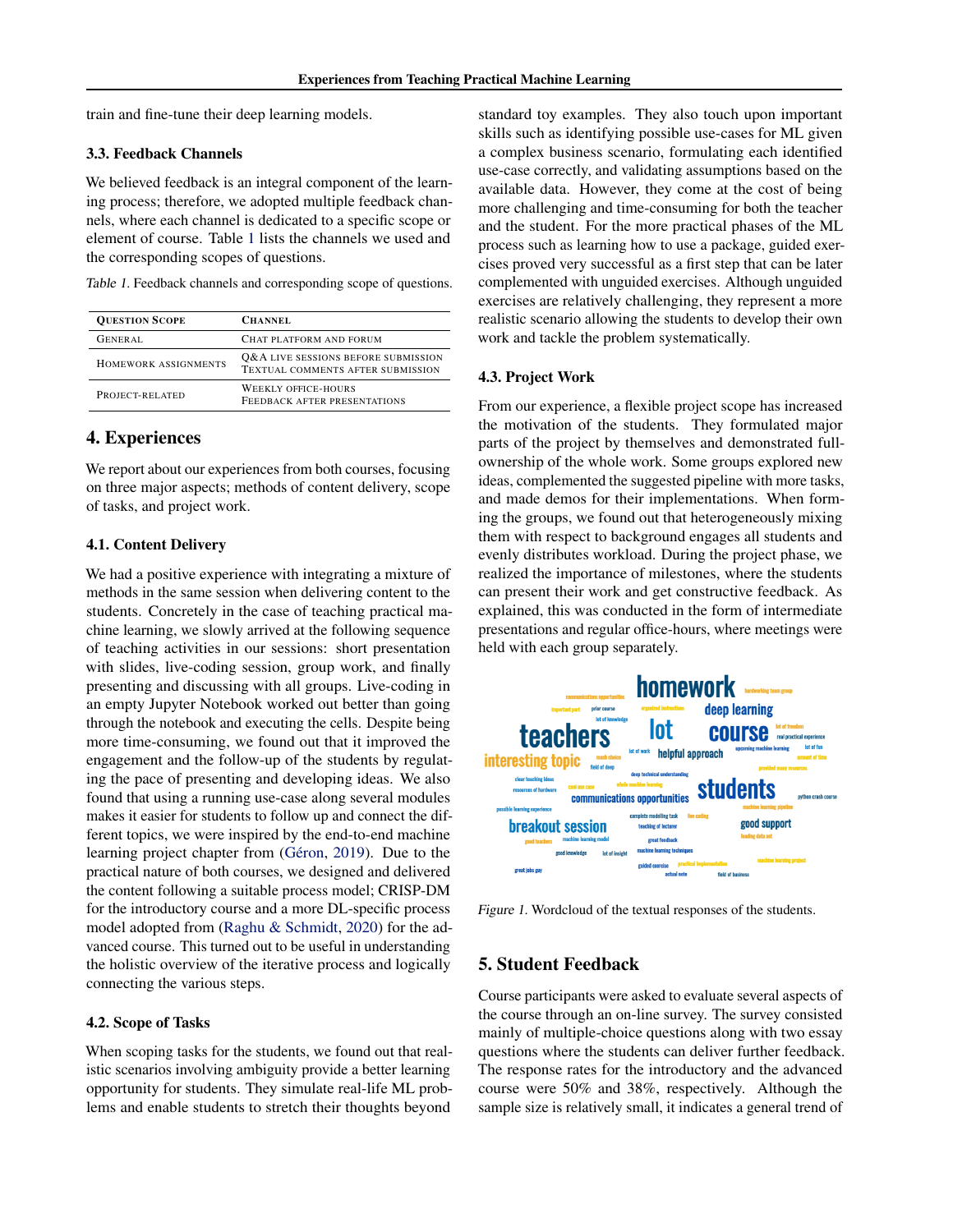train and fine-tune their deep learning models.

### 3.3. Feedback Channels

We believed feedback is an integral component of the learning process; therefore, we adopted multiple feedback channels, where each channel is dedicated to a specific scope or element of course. Table 1 lists the channels we used and the corresponding scopes of questions.

*Table 1.* Feedback channels and corresponding scope of questions.

| QUESTION SCOPE | CHANNEL |
|---|---|
| GENERAL | CHAT PLATFORM AND FORUM |
| HOMEWORK ASSIGNMENTS | Q&A LIVE SESSIONS BEFORE SUBMISSION<br>TEXTUAL COMMENTS AFTER SUBMISSION |
| PROJECT-RELATED | WEEKLY OFFICE-HOURS<br>FEEDBACK AFTER PRESENTATIONS |

## 4. Experiences

We report about our experiences from both courses, focusing on three major aspects; methods of content delivery, scope of tasks, and project work.

### 4.1. Content Delivery

We had a positive experience with integrating a mixture of methods in the same session when delivering content to the students. Concretely in the case of teaching practical machine learning, we slowly arrived at the following sequence of teaching activities in our sessions: short presentation with slides, live-coding session, group work, and finally presenting and discussing with all groups. Live-coding in an empty Jupyter Notebook worked out better than going through the notebook and executing the cells. Despite being more time-consuming, we found out that it improved the engagement and the follow-up of the students by regulating the pace of presenting and developing ideas. We also found that using a running use-case along several modules makes it easier for students to follow up and connect the different topics, we were inspired by the end-to-end machine learning project chapter from (Géron, 2019). Due to the practical nature of both courses, we designed and delivered the content following a suitable process model; CRISP-DM for the introductory course and a more DL-specific process model adopted from (Raghu & Schmidt, 2020) for the advanced course. This turned out to be useful in understanding the holistic overview of the iterative process and logically connecting the various steps.

### 4.2. Scope of Tasks

When scoping tasks for the students, we found out that realistic scenarios involving ambiguity provide a better learning opportunity for students. They simulate real-life ML problems and enable students to stretch their thoughts beyond standard toy examples. They also touch upon important skills such as identifying possible use-cases for ML given a complex business scenario, formulating each identified use-case correctly, and validating assumptions based on the available data. However, they come at the cost of being more challenging and time-consuming for both the teacher and the student. For the more practical phases of the ML process such as learning how to use a package, guided exercises proved very successful as a first step that can be later complemented with unguided exercises. Although unguided exercises are relatively challenging, they represent a more realistic scenario allowing the students to develop their own work and tackle the problem systematically.

### 4.3. Project Work

From our experience, a flexible project scope has increased the motivation of the students. They formulated major parts of the project by themselves and demonstrated full-ownership of the whole work. Some groups explored new ideas, complemented the suggested pipeline with more tasks, and made demos for their implementations. When forming the groups, we found out that heterogeneously mixing them with respect to background engages all students and evenly distributes workload. During the project phase, we realized the importance of milestones, where the students can present their work and get constructive feedback. As explained, this was conducted in the form of intermediate presentations and regular office-hours, where meetings were held with each group separately.

*Figure 1.* Wordcloud of the textual responses of the students.

## 5. Student Feedback

Course participants were asked to evaluate several aspects of the course through an on-line survey. The survey consisted mainly of multiple-choice questions along with two essay questions where the students can deliver further feedback. The response rates for the introductory and the advanced course were 50% and 38%, respectively. Although the sample size is relatively small, it indicates a general trend of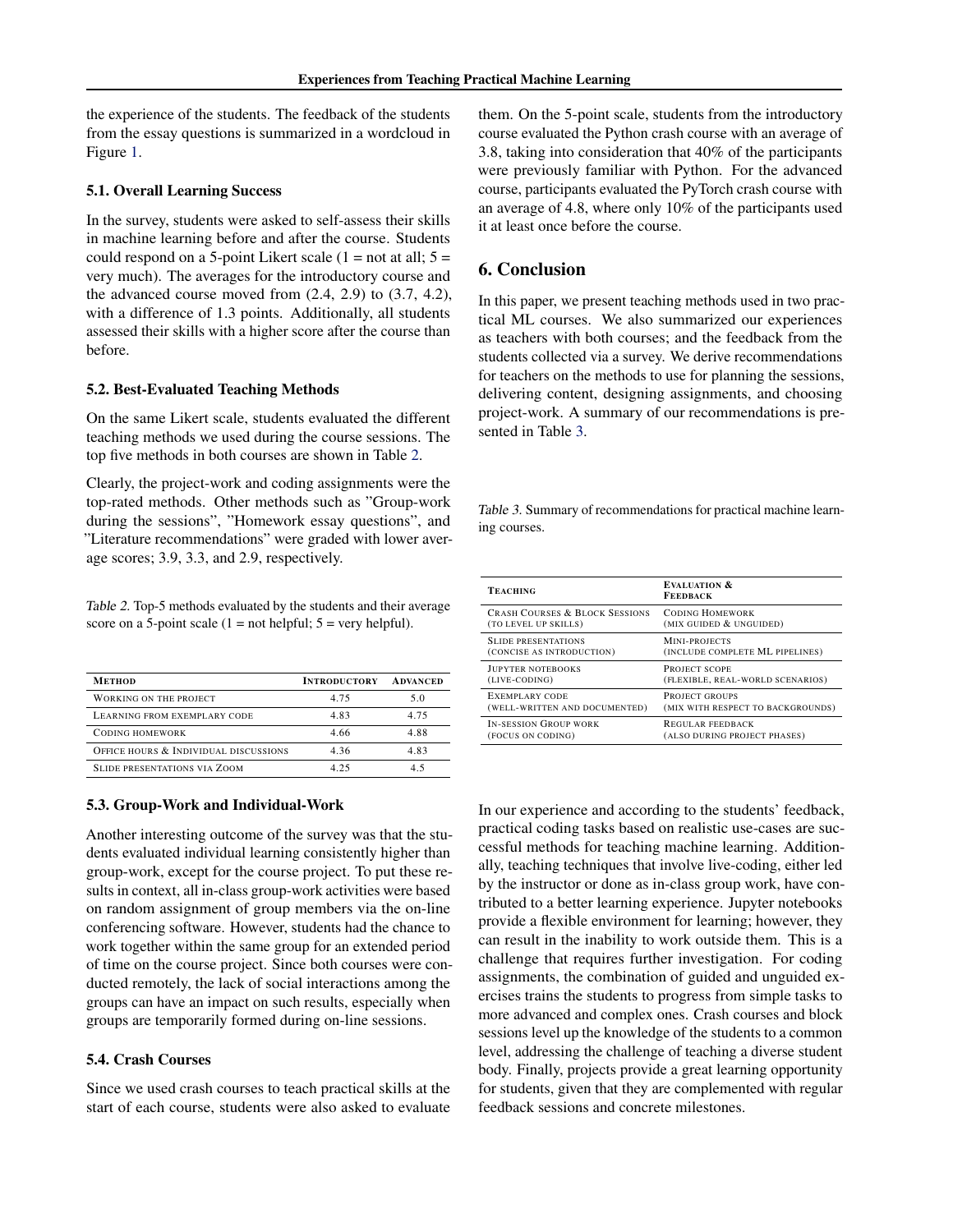the experience of the students. The feedback of the students from the essay questions is summarized in a wordcloud in Figure 1.

### 5.1. Overall Learning Success

In the survey, students were asked to self-assess their skills in machine learning before and after the course. Students could respond on a 5-point Likert scale (1 = not at all; 5 = very much). The averages for the introductory course and the advanced course moved from (2.4, 2.9) to (3.7, 4.2), with a difference of 1.3 points. Additionally, all students assessed their skills with a higher score after the course than before.

### 5.2. Best-Evaluated Teaching Methods

On the same Likert scale, students evaluated the different teaching methods we used during the course sessions. The top five methods in both courses are shown in Table 2.

Clearly, the project-work and coding assignments were the top-rated methods. Other methods such as "Group-work during the sessions", "Homework essay questions", and "Literature recommendations" were graded with lower average scores; 3.9, 3.3, and 2.9, respectively.

Table 2. Top-5 methods evaluated by the students and their average score on a 5-point scale (1 = not helpful; 5 = very helpful).

| Method | Introductory | Advanced |
|---|---|---|
| Working on the project | 4.75 | 5.0 |
| Learning from exemplary code | 4.83 | 4.75 |
| Coding homework | 4.66 | 4.88 |
| Office hours & Individual discussions | 4.36 | 4.83 |
| Slide presentations via Zoom | 4.25 | 4.5 |

### 5.3. Group-Work and Individual-Work

Another interesting outcome of the survey was that the students evaluated individual learning consistently higher than group-work, except for the course project. To put these results in context, all in-class group-work activities were based on random assignment of group members via the on-line conferencing software. However, students had the chance to work together within the same group for an extended period of time on the course project. Since both courses were conducted remotely, the lack of social interactions among the groups can have an impact on such results, especially when groups are temporarily formed during on-line sessions.

### 5.4. Crash Courses

Since we used crash courses to teach practical skills at the start of each course, students were also asked to evaluate them. On the 5-point scale, students from the introductory course evaluated the Python crash course with an average of 3.8, taking into consideration that 40% of the participants were previously familiar with Python. For the advanced course, participants evaluated the PyTorch crash course with an average of 4.8, where only 10% of the participants used it at least once before the course.

## 6. Conclusion

In this paper, we present teaching methods used in two practical ML courses. We also summarized our experiences as teachers with both courses; and the feedback from the students collected via a survey. We derive recommendations for teachers on the methods to use for planning the sessions, delivering content, designing assignments, and choosing project-work. A summary of our recommendations is presented in Table 3.

Table 3. Summary of recommendations for practical machine learning courses.

| Teaching | Evaluation & Feedback |
|---|---|
| Crash courses & Block sessions (to level up skills) | Coding homework (mix guided & unguided) |
| Slide presentations (concise as introduction) | Mini-projects (include complete ML pipelines) |
| Jupyter notebooks (live-coding) | Project scope (flexible, real-world scenarios) |
| Exemplary code (well-written and documented) | Project groups (mix with respect to backgrounds) |
| In-session group work (focus on coding) | Regular feedback (also during project phases) |

In our experience and according to the students' feedback, practical coding tasks based on realistic use-cases are successful methods for teaching machine learning. Additionally, teaching techniques that involve live-coding, either led by the instructor or done as in-class group work, have contributed to a better learning experience. Jupyter notebooks provide a flexible environment for learning; however, they can result in the inability to work outside them. This is a challenge that requires further investigation. For coding assignments, the combination of guided and unguided exercises trains the students to progress from simple tasks to more advanced and complex ones. Crash courses and block sessions level up the knowledge of the students to a common level, addressing the challenge of teaching a diverse student body. Finally, projects provide a great learning opportunity for students, given that they are complemented with regular feedback sessions and concrete milestones.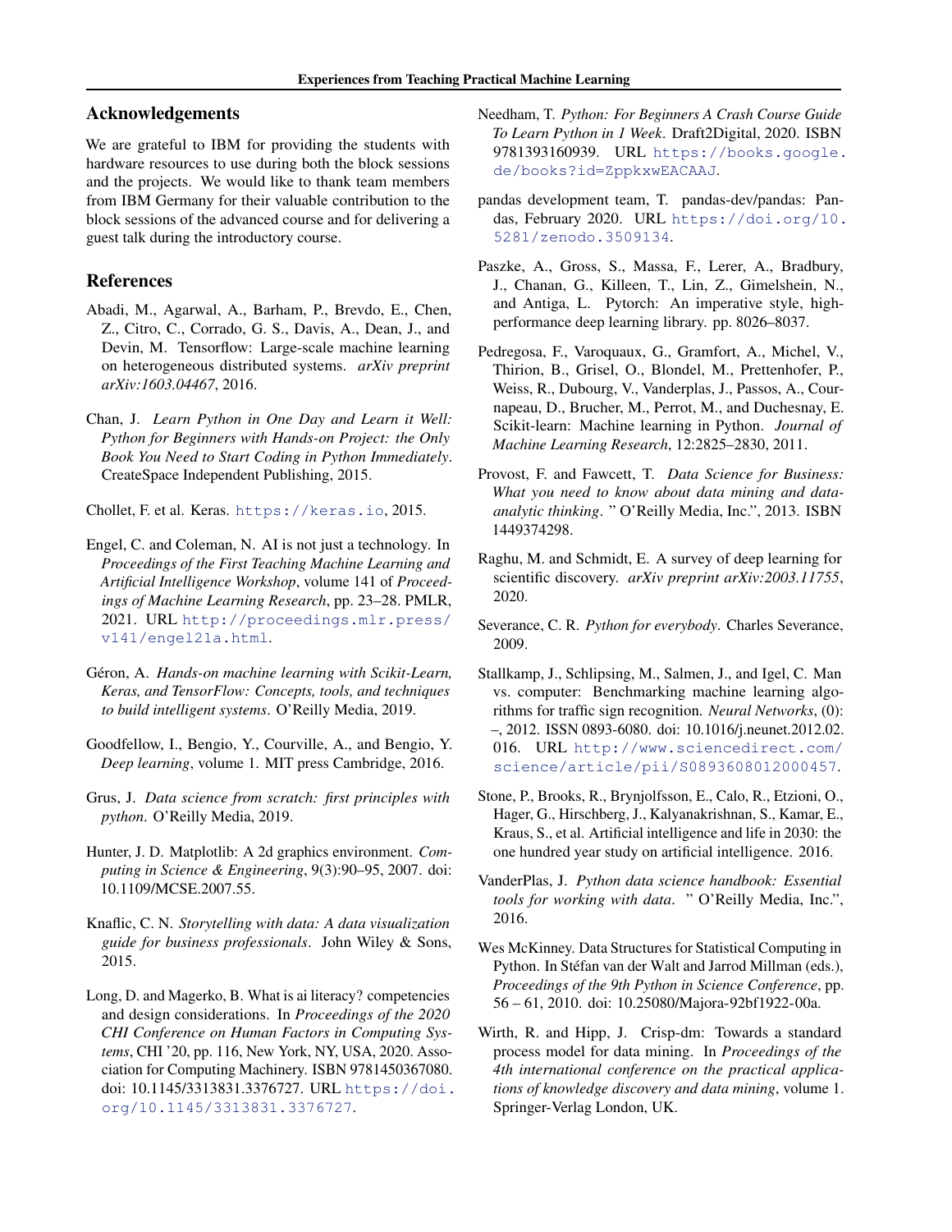## Acknowledgements

We are grateful to IBM for providing the students with hardware resources to use during both the block sessions and the projects. We would like to thank team members from IBM Germany for their valuable contribution to the block sessions of the advanced course and for delivering a guest talk during the introductory course.

## References

Abadi, M., Agarwal, A., Barham, P., Brevdo, E., Chen, Z., Citro, C., Corrado, G. S., Davis, A., Dean, J., and Devin, M. Tensorflow: Large-scale machine learning on heterogeneous distributed systems. *arXiv preprint arXiv:1603.04467*, 2016.

Chan, J. *Learn Python in One Day and Learn it Well: Python for Beginners with Hands-on Project: the Only Book You Need to Start Coding in Python Immediately*. CreateSpace Independent Publishing, 2015.

Chollet, F. et al. Keras. https://keras.io, 2015.

Engel, C. and Coleman, N. AI is not just a technology. In *Proceedings of the First Teaching Machine Learning and Artificial Intelligence Workshop*, volume 141 of *Proceedings of Machine Learning Research*, pp. 23–28. PMLR, 2021. URL http://proceedings.mlr.press/v141/engel21a.html.

Géron, A. *Hands-on machine learning with Scikit-Learn, Keras, and TensorFlow: Concepts, tools, and techniques to build intelligent systems*. O'Reilly Media, 2019.

Goodfellow, I., Bengio, Y., Courville, A., and Bengio, Y. *Deep learning*, volume 1. MIT press Cambridge, 2016.

Grus, J. *Data science from scratch: first principles with python*. O'Reilly Media, 2019.

Hunter, J. D. Matplotlib: A 2d graphics environment. *Computing in Science & Engineering*, 9(3):90–95, 2007. doi: 10.1109/MCSE.2007.55.

Knaflic, C. N. *Storytelling with data: A data visualization guide for business professionals*. John Wiley & Sons, 2015.

Long, D. and Magerko, B. What is ai literacy? competencies and design considerations. In *Proceedings of the 2020 CHI Conference on Human Factors in Computing Systems*, CHI '20, pp. 116, New York, NY, USA, 2020. Association for Computing Machinery. ISBN 9781450367080. doi: 10.1145/3313831.3376727. URL https://doi.org/10.1145/3313831.3376727.

Needham, T. *Python: For Beginners A Crash Course Guide To Learn Python in 1 Week*. Draft2Digital, 2020. ISBN 9781393160939. URL https://books.google.de/books?id=ZppkxwEACAAJ.

pandas development team, T. pandas-dev/pandas: Pandas, February 2020. URL https://doi.org/10.5281/zenodo.3509134.

Paszke, A., Gross, S., Massa, F., Lerer, A., Bradbury, J., Chanan, G., Killeen, T., Lin, Z., Gimelshein, N., and Antiga, L. Pytorch: An imperative style, high-performance deep learning library. pp. 8026–8037.

Pedregosa, F., Varoquaux, G., Gramfort, A., Michel, V., Thirion, B., Grisel, O., Blondel, M., Prettenhofer, P., Weiss, R., Dubourg, V., Vanderplas, J., Passos, A., Cournapeau, D., Brucher, M., Perrot, M., and Duchesnay, E. Scikit-learn: Machine learning in Python. *Journal of Machine Learning Research*, 12:2825–2830, 2011.

Provost, F. and Fawcett, T. *Data Science for Business: What you need to know about data mining and data-analytic thinking*. " O'Reilly Media, Inc.", 2013. ISBN 1449374298.

Raghu, M. and Schmidt, E. A survey of deep learning for scientific discovery. *arXiv preprint arXiv:2003.11755*, 2020.

Severance, C. R. *Python for everybody*. Charles Severance, 2009.

Stallkamp, J., Schlipsing, M., Salmen, J., and Igel, C. Man vs. computer: Benchmarking machine learning algorithms for traffic sign recognition. *Neural Networks*, (0): –, 2012. ISSN 0893-6080. doi: 10.1016/j.neunet.2012.02.016. URL http://www.sciencedirect.com/science/article/pii/S0893608012000457.

Stone, P., Brooks, R., Brynjolfsson, E., Calo, R., Etzioni, O., Hager, G., Hirschberg, J., Kalyanakrishnan, S., Kamar, E., Kraus, S., et al. Artificial intelligence and life in 2030: the one hundred year study on artificial intelligence. 2016.

VanderPlas, J. *Python data science handbook: Essential tools for working with data*. " O'Reilly Media, Inc.", 2016.

Wes McKinney. Data Structures for Statistical Computing in Python. In Stéfan van der Walt and Jarrod Millman (eds.), *Proceedings of the 9th Python in Science Conference*, pp. 56 – 61, 2010. doi: 10.25080/Majora-92bf1922-00a.

Wirth, R. and Hipp, J. Crisp-dm: Towards a standard process model for data mining. In *Proceedings of the 4th international conference on the practical applications of knowledge discovery and data mining*, volume 1. Springer-Verlag London, UK.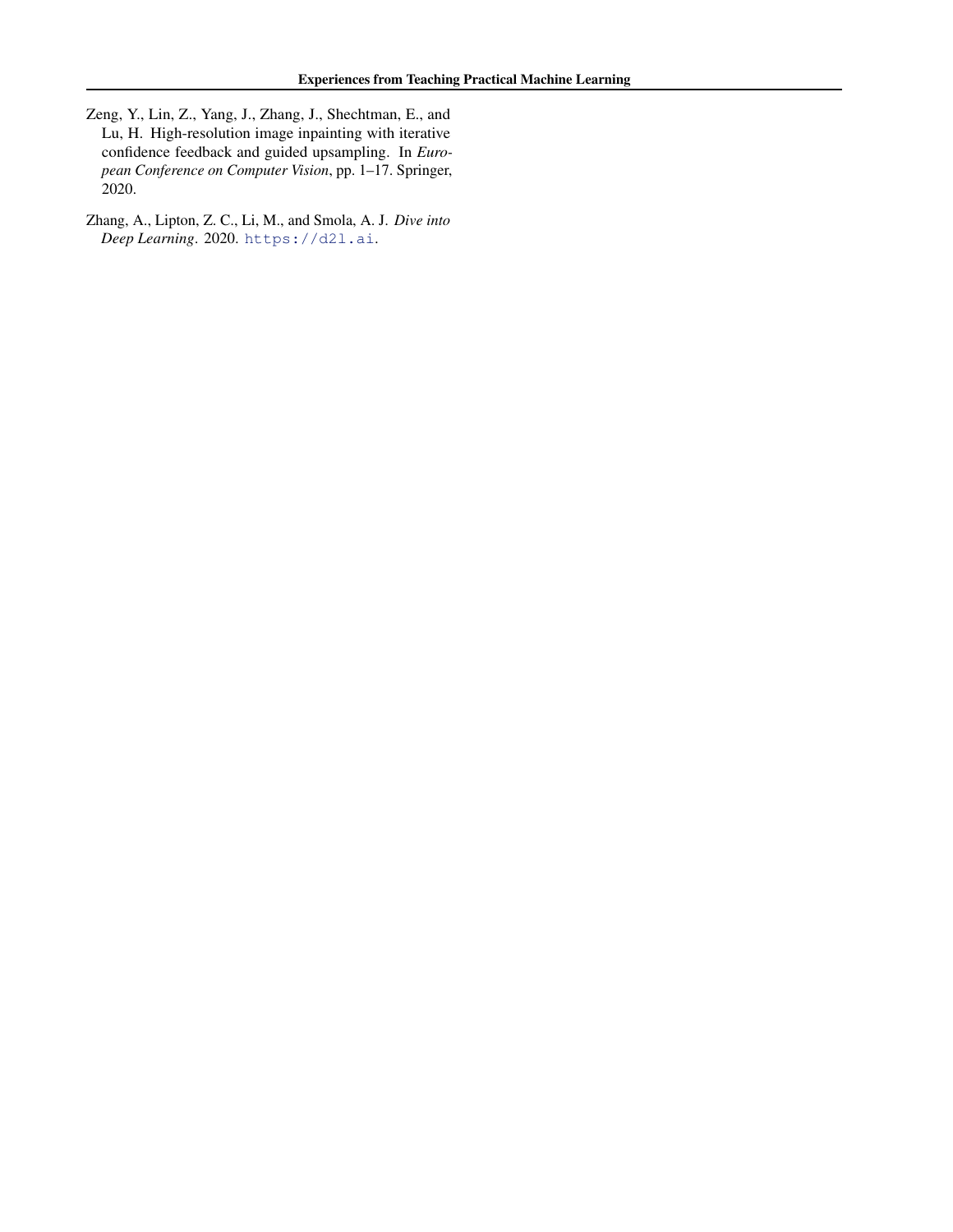Zeng, Y., Lin, Z., Yang, J., Zhang, J., Shechtman, E., and Lu, H. High-resolution image inpainting with iterative confidence feedback and guided upsampling. In *European Conference on Computer Vision*, pp. 1–17. Springer, 2020.

Zhang, A., Lipton, Z. C., Li, M., and Smola, A. J. *Dive into Deep Learning*. 2020. https://d2l.ai.